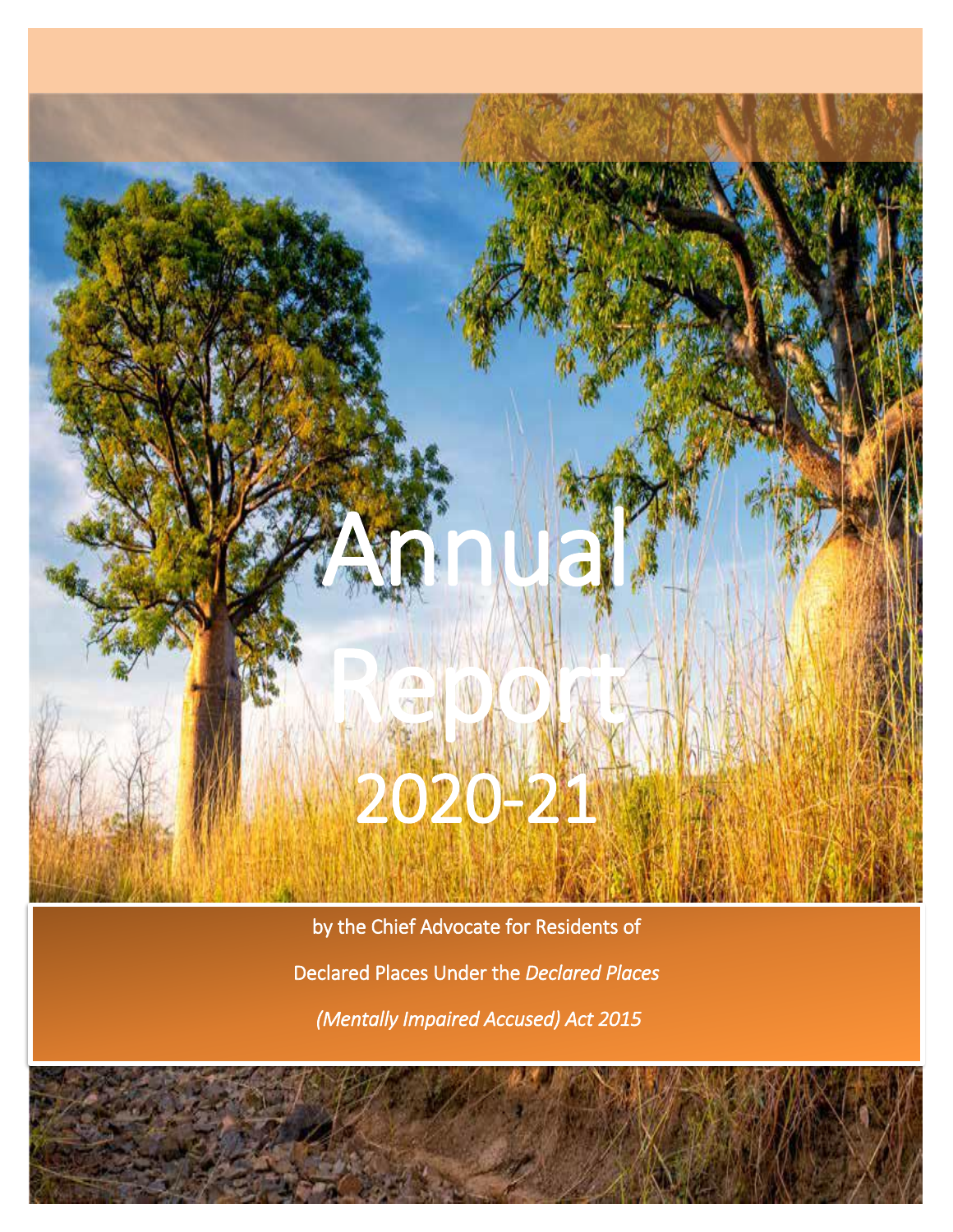# Annual Report 2020-21

by the Chief Advocate for Residents of

Declared Places Under the *Declared Places*

*(Mentally Impaired Accused) Act 2015*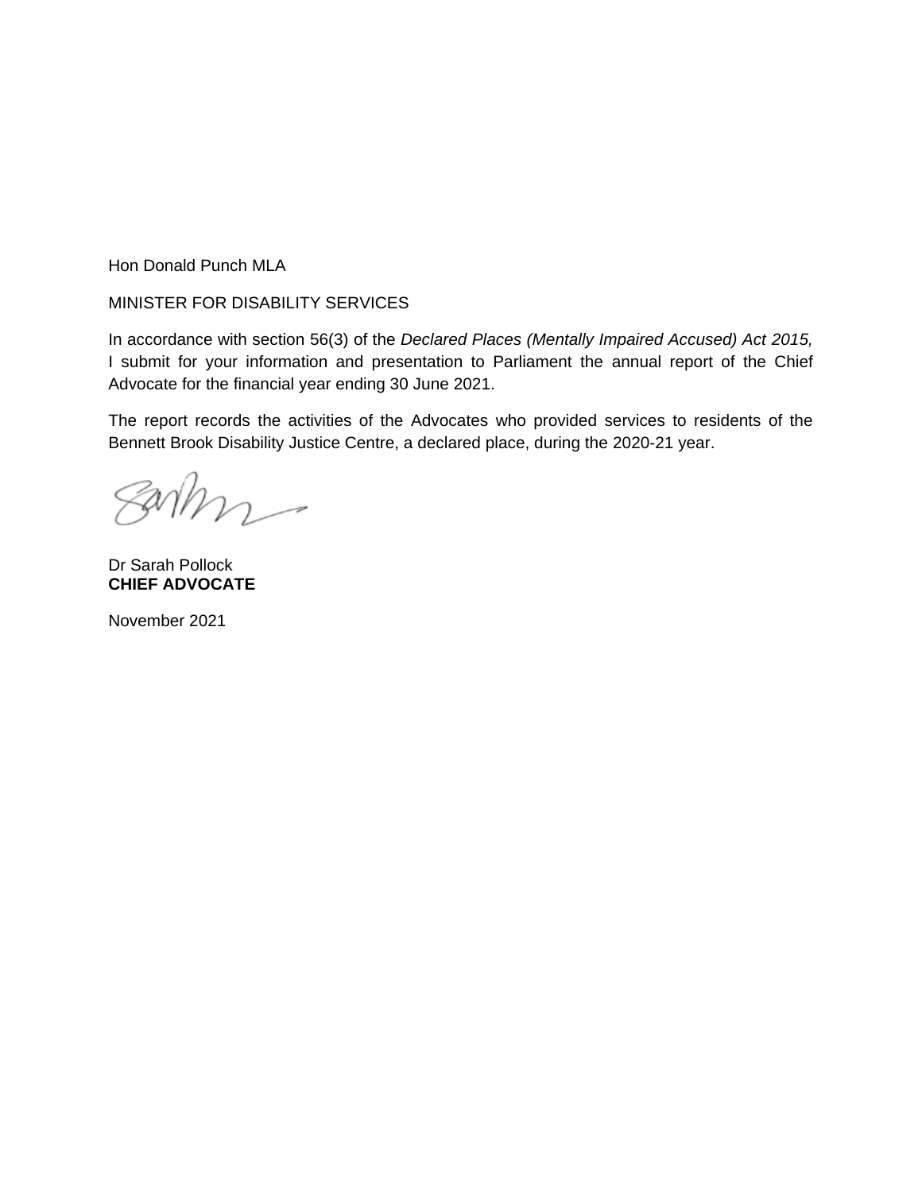Hon Donald Punch MLA

MINISTER FOR DISABILITY SERVICES

In accordance with section 56(3) of the *Declared Places (Mentally Impaired Accused) Act 2015,* I submit for your information and presentation to Parliament the annual report of the Chief Advocate for the financial year ending 30 June 2021.

The report records the activities of the Advocates who provided services to residents of the Bennett Brook Disability Justice Centre, a declared place, during the 2020-21 year.

Dr Sarah Pollock
**CHIEF ADVOCATE**

November 2021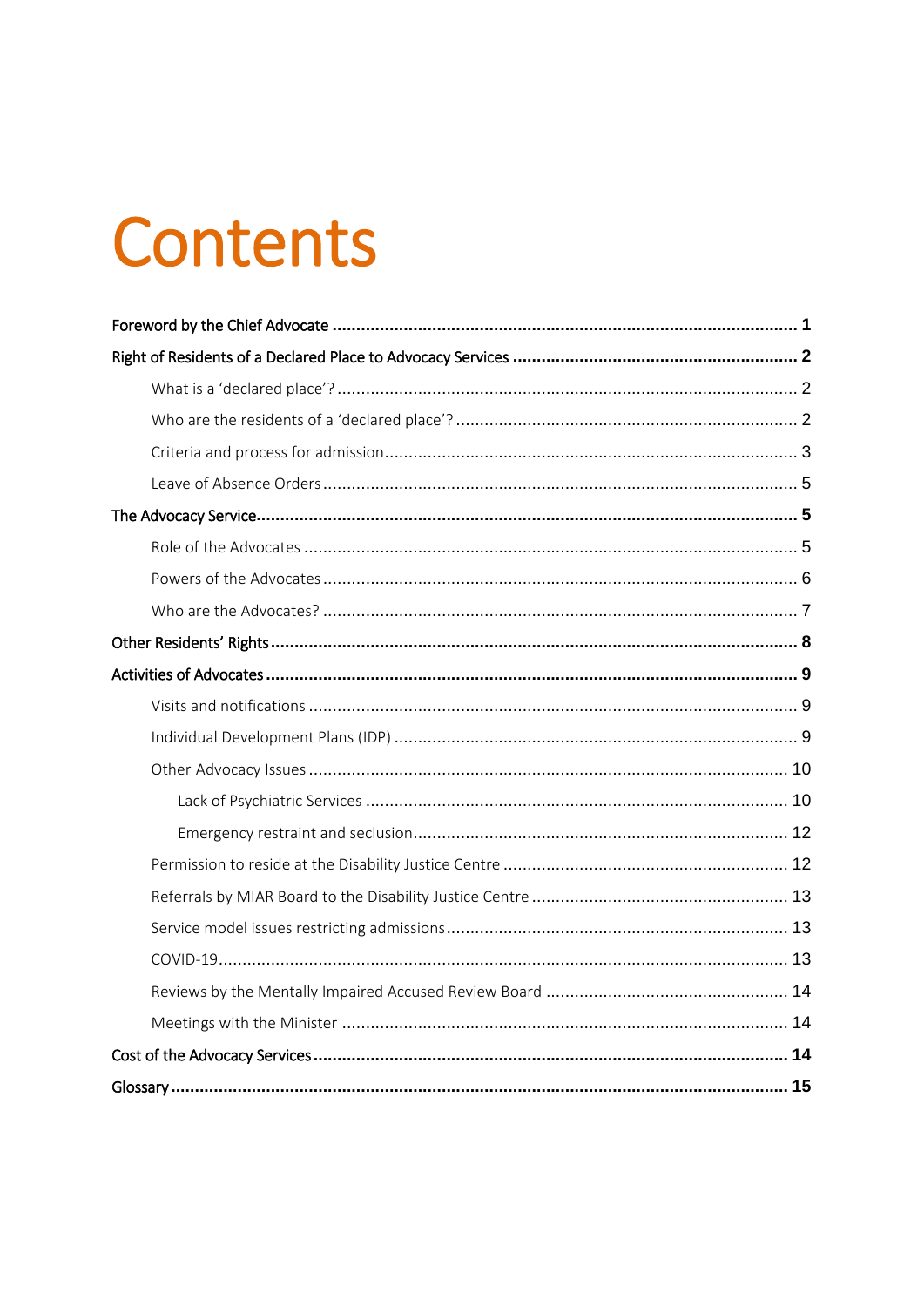# Contents

**Foreword by the Chief Advocate** .................................................................................................. **1**

**Right of Residents of a Declared Place to Advocacy Services** ........................................................... **2**

- What is a 'declared place'? ................................................................................................ 2
- Who are the residents of a 'declared place'? ........................................................................ 2
- Criteria and process for admission ...................................................................................... 3
- Leave of Absence Orders .................................................................................................... 5

**The Advocacy Service** ............................................................................................................... **5**

- Role of the Advocates ....................................................................................................... 5
- Powers of the Advocates .................................................................................................... 6
- Who are the Advocates? .................................................................................................... 7

**Other Residents' Rights** ............................................................................................................. **8**

**Activities of Advocates** .............................................................................................................. **9**

- Visits and notifications ...................................................................................................... 9
- Individual Development Plans (IDP) .................................................................................... 9
- Other Advocacy Issues .................................................................................................... 10
  - Lack of Psychiatric Services ......................................................................................... 10
  - Emergency restraint and seclusion............................................................................... 12
- Permission to reside at the Disability Justice Centre ............................................................ 12
- Referrals by MIAR Board to the Disability Justice Centre ...................................................... 13
- Service model issues restricting admissions ........................................................................ 13
- COVID-19 ....................................................................................................................... 13
- Reviews by the Mentally Impaired Accused Review Board ................................................... 14
- Meetings with the Minister ............................................................................................. 14

**Cost of the Advocacy Services** ................................................................................................... **14**

**Glossary** ................................................................................................................................. **15**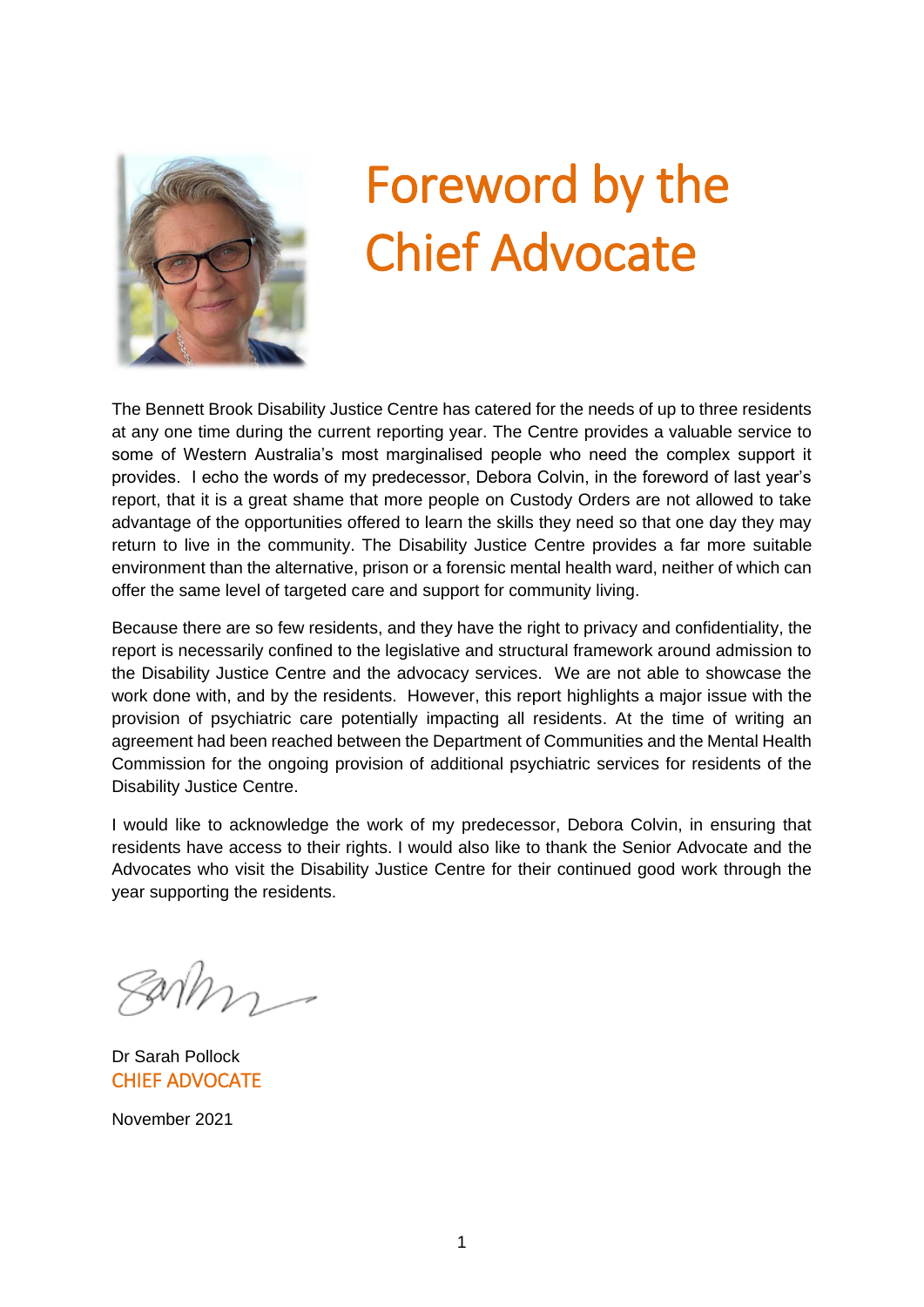# Foreword by the Chief Advocate

The Bennett Brook Disability Justice Centre has catered for the needs of up to three residents at any one time during the current reporting year. The Centre provides a valuable service to some of Western Australia's most marginalised people who need the complex support it provides. I echo the words of my predecessor, Debora Colvin, in the foreword of last year's report, that it is a great shame that more people on Custody Orders are not allowed to take advantage of the opportunities offered to learn the skills they need so that one day they may return to live in the community. The Disability Justice Centre provides a far more suitable environment than the alternative, prison or a forensic mental health ward, neither of which can offer the same level of targeted care and support for community living.

Because there are so few residents, and they have the right to privacy and confidentiality, the report is necessarily confined to the legislative and structural framework around admission to the Disability Justice Centre and the advocacy services. We are not able to showcase the work done with, and by the residents. However, this report highlights a major issue with the provision of psychiatric care potentially impacting all residents. At the time of writing an agreement had been reached between the Department of Communities and the Mental Health Commission for the ongoing provision of additional psychiatric services for residents of the Disability Justice Centre.

I would like to acknowledge the work of my predecessor, Debora Colvin, in ensuring that residents have access to their rights. I would also like to thank the Senior Advocate and the Advocates who visit the Disability Justice Centre for their continued good work through the year supporting the residents.

Dr Sarah Pollock
CHIEF ADVOCATE

November 2021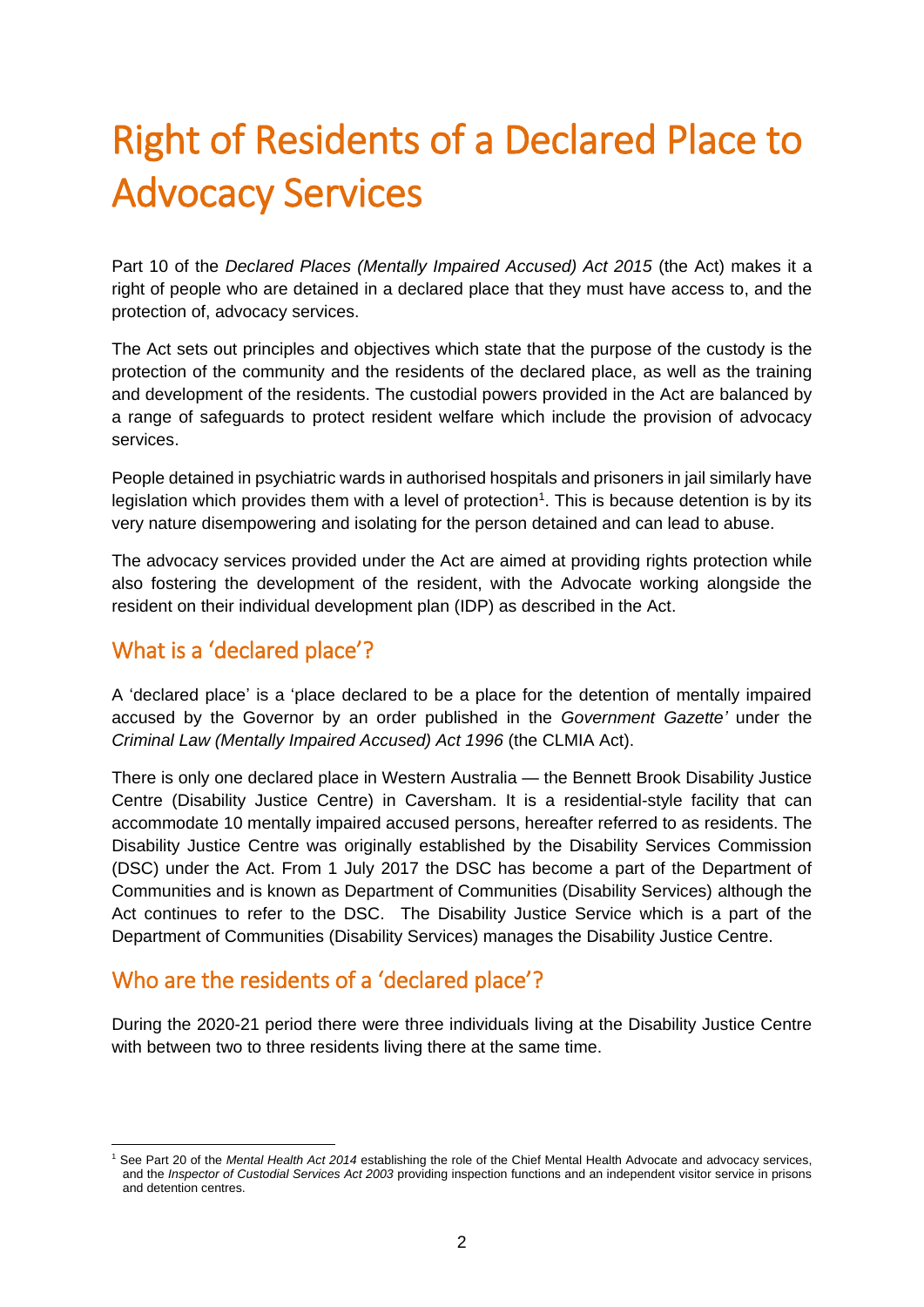# Right of Residents of a Declared Place to Advocacy Services

Part 10 of the *Declared Places (Mentally Impaired Accused) Act 2015* (the Act) makes it a right of people who are detained in a declared place that they must have access to, and the protection of, advocacy services.

The Act sets out principles and objectives which state that the purpose of the custody is the protection of the community and the residents of the declared place, as well as the training and development of the residents. The custodial powers provided in the Act are balanced by a range of safeguards to protect resident welfare which include the provision of advocacy services.

People detained in psychiatric wards in authorised hospitals and prisoners in jail similarly have legislation which provides them with a level of protection[1]. This is because detention is by its very nature disempowering and isolating for the person detained and can lead to abuse.

The advocacy services provided under the Act are aimed at providing rights protection while also fostering the development of the resident, with the Advocate working alongside the resident on their individual development plan (IDP) as described in the Act.

## What is a 'declared place'?

A 'declared place' is a 'place declared to be a place for the detention of mentally impaired accused by the Governor by an order published in the *Government Gazette'* under the *Criminal Law (Mentally Impaired Accused) Act 1996* (the CLMIA Act).

There is only one declared place in Western Australia — the Bennett Brook Disability Justice Centre (Disability Justice Centre) in Caversham. It is a residential-style facility that can accommodate 10 mentally impaired accused persons, hereafter referred to as residents. The Disability Justice Centre was originally established by the Disability Services Commission (DSC) under the Act. From 1 July 2017 the DSC has become a part of the Department of Communities and is known as Department of Communities (Disability Services) although the Act continues to refer to the DSC. The Disability Justice Service which is a part of the Department of Communities (Disability Services) manages the Disability Justice Centre.

## Who are the residents of a 'declared place'?

During the 2020-21 period there were three individuals living at the Disability Justice Centre with between two to three residents living there at the same time.

---

[1] See Part 20 of the *Mental Health Act 2014* establishing the role of the Chief Mental Health Advocate and advocacy services, and the *Inspector of Custodial Services Act 2003* providing inspection functions and an independent visitor service in prisons and detention centres.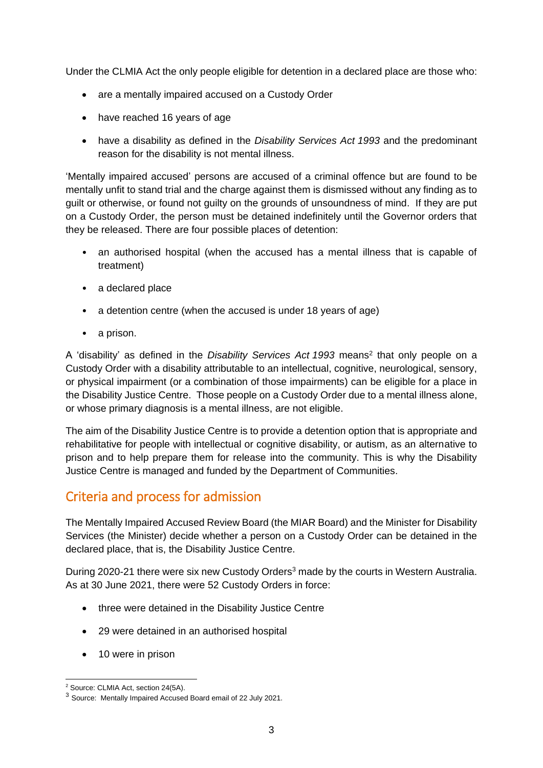Under the CLMIA Act the only people eligible for detention in a declared place are those who:

- are a mentally impaired accused on a Custody Order
- have reached 16 years of age
- have a disability as defined in the *Disability Services Act 1993* and the predominant reason for the disability is not mental illness.

'Mentally impaired accused' persons are accused of a criminal offence but are found to be mentally unfit to stand trial and the charge against them is dismissed without any finding as to guilt or otherwise, or found not guilty on the grounds of unsoundness of mind. If they are put on a Custody Order, the person must be detained indefinitely until the Governor orders that they be released. There are four possible places of detention:

- an authorised hospital (when the accused has a mental illness that is capable of treatment)
- a declared place
- a detention centre (when the accused is under 18 years of age)
- a prison.

A 'disability' as defined in the *Disability Services Act 1993* means[2] that only people on a Custody Order with a disability attributable to an intellectual, cognitive, neurological, sensory, or physical impairment (or a combination of those impairments) can be eligible for a place in the Disability Justice Centre. Those people on a Custody Order due to a mental illness alone, or whose primary diagnosis is a mental illness, are not eligible.

The aim of the Disability Justice Centre is to provide a detention option that is appropriate and rehabilitative for people with intellectual or cognitive disability, or autism, as an alternative to prison and to help prepare them for release into the community. This is why the Disability Justice Centre is managed and funded by the Department of Communities.

## Criteria and process for admission

The Mentally Impaired Accused Review Board (the MIAR Board) and the Minister for Disability Services (the Minister) decide whether a person on a Custody Order can be detained in the declared place, that is, the Disability Justice Centre.

During 2020-21 there were six new Custody Orders[3] made by the courts in Western Australia. As at 30 June 2021, there were 52 Custody Orders in force:

- three were detained in the Disability Justice Centre
- 29 were detained in an authorised hospital
- 10 were in prison

[2] Source: CLMIA Act, section 24(5A).

[3] Source: Mentally Impaired Accused Board email of 22 July 2021.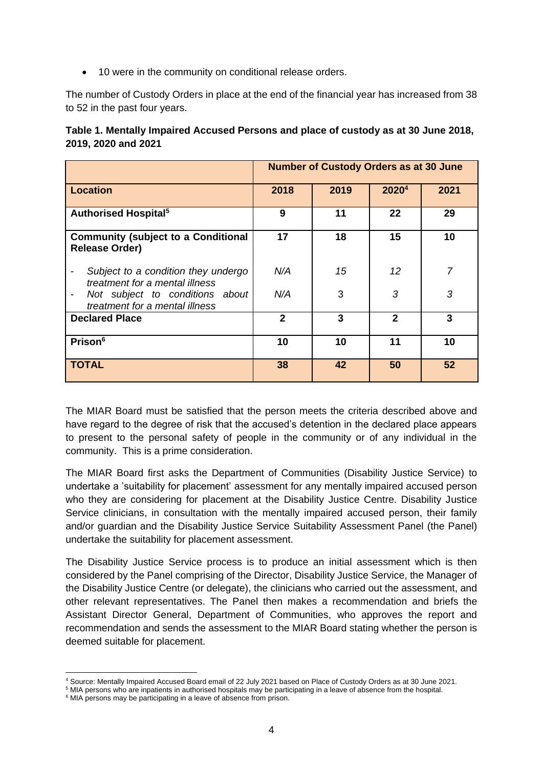- 10 were in the community on conditional release orders.

The number of Custody Orders in place at the end of the financial year has increased from 38 to 52 in the past four years.

**Table 1. Mentally Impaired Accused Persons and place of custody as at 30 June 2018, 2019, 2020 and 2021**

| | **Number of Custody Orders as at 30 June** | | | |
|---|---|---|---|---|
| **Location** | **2018** | **2019** | **2020**[4] | **2021** |
| **Authorised Hospital**[5] | **9** | **11** | **22** | **29** |
| **Community (subject to a Conditional Release Order)** | **17** | **18** | **15** | **10** |
| - *Subject to a condition they undergo treatment for a mental illness* | *N/A* | *15* | *12* | *7* |
| - *Not subject to conditions about treatment for a mental illness* | *N/A* | 3 | *3* | *3* |
| **Declared Place** | **2** | **3** | **2** | **3** |
| **Prison**[6] | **10** | **10** | **11** | **10** |
| **TOTAL** | **38** | **42** | **50** | **52** |

The MIAR Board must be satisfied that the person meets the criteria described above and have regard to the degree of risk that the accused's detention in the declared place appears to present to the personal safety of people in the community or of any individual in the community. This is a prime consideration.

The MIAR Board first asks the Department of Communities (Disability Justice Service) to undertake a 'suitability for placement' assessment for any mentally impaired accused person who they are considering for placement at the Disability Justice Centre. Disability Justice Service clinicians, in consultation with the mentally impaired accused person, their family and/or guardian and the Disability Justice Service Suitability Assessment Panel (the Panel) undertake the suitability for placement assessment.

The Disability Justice Service process is to produce an initial assessment which is then considered by the Panel comprising of the Director, Disability Justice Service, the Manager of the Disability Justice Centre (or delegate), the clinicians who carried out the assessment, and other relevant representatives. The Panel then makes a recommendation and briefs the Assistant Director General, Department of Communities, who approves the report and recommendation and sends the assessment to the MIAR Board stating whether the person is deemed suitable for placement.

---

[4] Source: Mentally Impaired Accused Board email of 22 July 2021 based on Place of Custody Orders as at 30 June 2021.

[5] MIA persons who are inpatients in authorised hospitals may be participating in a leave of absence from the hospital.

[6] MIA persons may be participating in a leave of absence from prison.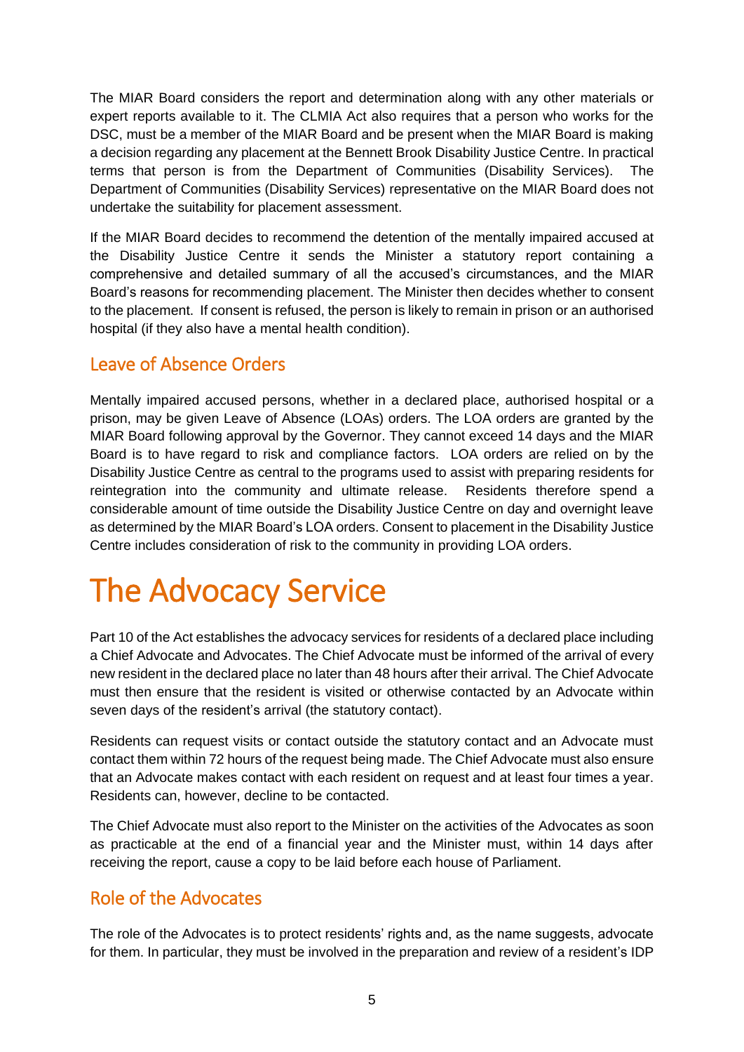The MIAR Board considers the report and determination along with any other materials or expert reports available to it. The CLMIA Act also requires that a person who works for the DSC, must be a member of the MIAR Board and be present when the MIAR Board is making a decision regarding any placement at the Bennett Brook Disability Justice Centre. In practical terms that person is from the Department of Communities (Disability Services). The Department of Communities (Disability Services) representative on the MIAR Board does not undertake the suitability for placement assessment.

If the MIAR Board decides to recommend the detention of the mentally impaired accused at the Disability Justice Centre it sends the Minister a statutory report containing a comprehensive and detailed summary of all the accused's circumstances, and the MIAR Board's reasons for recommending placement. The Minister then decides whether to consent to the placement. If consent is refused, the person is likely to remain in prison or an authorised hospital (if they also have a mental health condition).

## Leave of Absence Orders

Mentally impaired accused persons, whether in a declared place, authorised hospital or a prison, may be given Leave of Absence (LOAs) orders. The LOA orders are granted by the MIAR Board following approval by the Governor. They cannot exceed 14 days and the MIAR Board is to have regard to risk and compliance factors. LOA orders are relied on by the Disability Justice Centre as central to the programs used to assist with preparing residents for reintegration into the community and ultimate release. Residents therefore spend a considerable amount of time outside the Disability Justice Centre on day and overnight leave as determined by the MIAR Board's LOA orders. Consent to placement in the Disability Justice Centre includes consideration of risk to the community in providing LOA orders.

# The Advocacy Service

Part 10 of the Act establishes the advocacy services for residents of a declared place including a Chief Advocate and Advocates. The Chief Advocate must be informed of the arrival of every new resident in the declared place no later than 48 hours after their arrival. The Chief Advocate must then ensure that the resident is visited or otherwise contacted by an Advocate within seven days of the resident's arrival (the statutory contact).

Residents can request visits or contact outside the statutory contact and an Advocate must contact them within 72 hours of the request being made. The Chief Advocate must also ensure that an Advocate makes contact with each resident on request and at least four times a year. Residents can, however, decline to be contacted.

The Chief Advocate must also report to the Minister on the activities of the Advocates as soon as practicable at the end of a financial year and the Minister must, within 14 days after receiving the report, cause a copy to be laid before each house of Parliament.

## Role of the Advocates

The role of the Advocates is to protect residents' rights and, as the name suggests, advocate for them. In particular, they must be involved in the preparation and review of a resident's IDP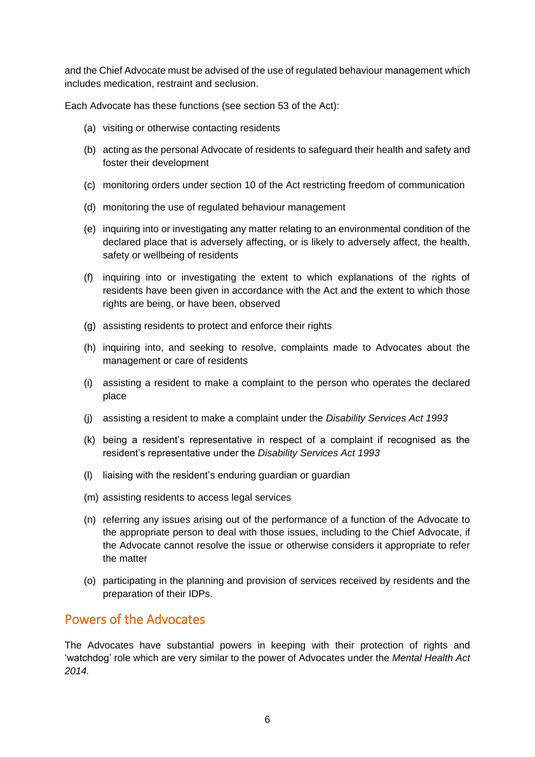and the Chief Advocate must be advised of the use of regulated behaviour management which includes medication, restraint and seclusion.

Each Advocate has these functions (see section 53 of the Act):

(a) visiting or otherwise contacting residents

(b) acting as the personal Advocate of residents to safeguard their health and safety and foster their development

(c) monitoring orders under section 10 of the Act restricting freedom of communication

(d) monitoring the use of regulated behaviour management

(e) inquiring into or investigating any matter relating to an environmental condition of the declared place that is adversely affecting, or is likely to adversely affect, the health, safety or wellbeing of residents

(f) inquiring into or investigating the extent to which explanations of the rights of residents have been given in accordance with the Act and the extent to which those rights are being, or have been, observed

(g) assisting residents to protect and enforce their rights

(h) inquiring into, and seeking to resolve, complaints made to Advocates about the management or care of residents

(i) assisting a resident to make a complaint to the person who operates the declared place

(j) assisting a resident to make a complaint under the *Disability Services Act 1993*

(k) being a resident's representative in respect of a complaint if recognised as the resident's representative under the *Disability Services Act 1993*

(l) liaising with the resident's enduring guardian or guardian

(m) assisting residents to access legal services

(n) referring any issues arising out of the performance of a function of the Advocate to the appropriate person to deal with those issues, including to the Chief Advocate, if the Advocate cannot resolve the issue or otherwise considers it appropriate to refer the matter

(o) participating in the planning and provision of services received by residents and the preparation of their IDPs.

## Powers of the Advocates

The Advocates have substantial powers in keeping with their protection of rights and 'watchdog' role which are very similar to the power of Advocates under the *Mental Health Act 2014.*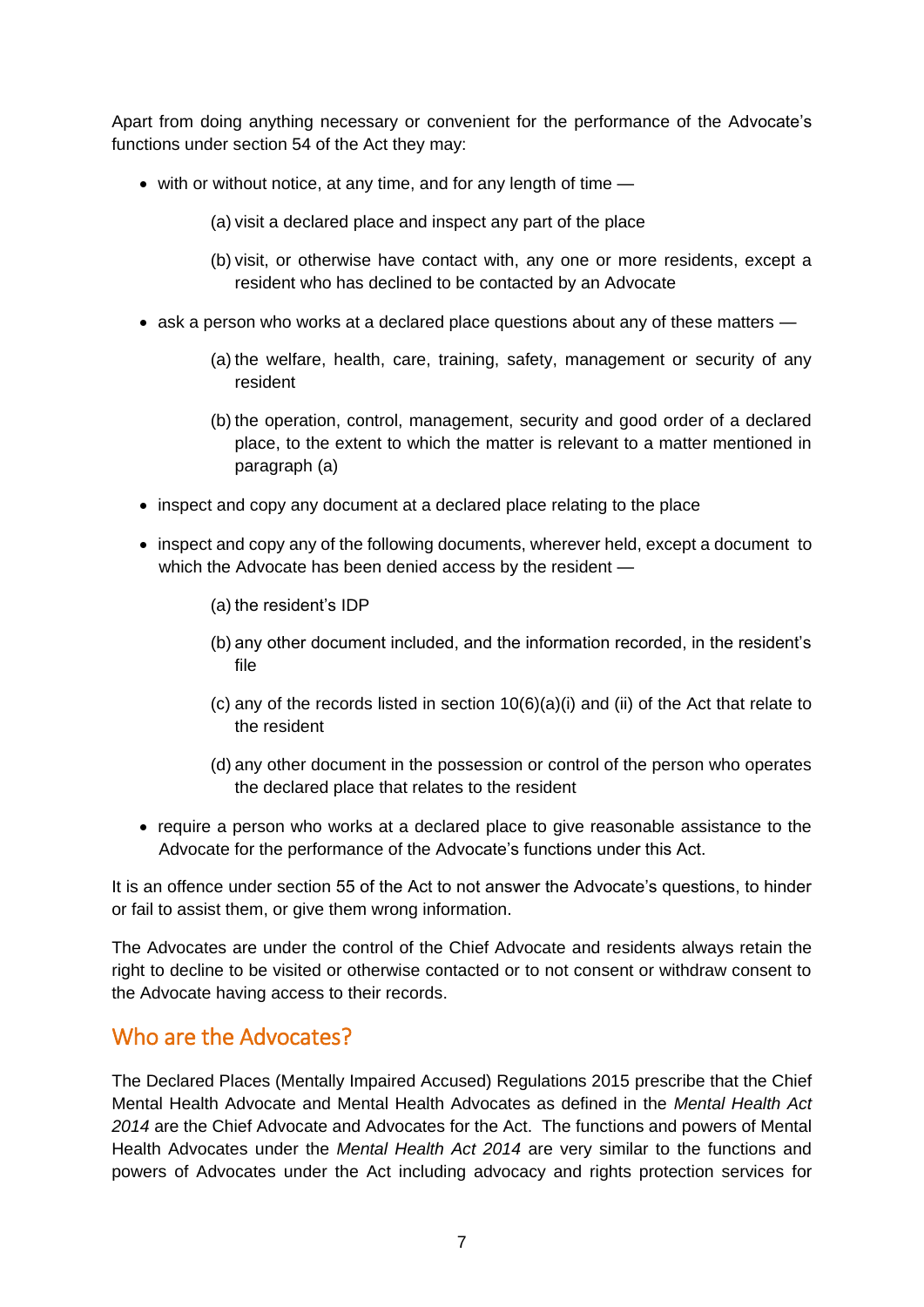Apart from doing anything necessary or convenient for the performance of the Advocate's functions under section 54 of the Act they may:

- with or without notice, at any time, and for any length of time —
  - (a) visit a declared place and inspect any part of the place
  - (b) visit, or otherwise have contact with, any one or more residents, except a resident who has declined to be contacted by an Advocate
- ask a person who works at a declared place questions about any of these matters —
  - (a) the welfare, health, care, training, safety, management or security of any resident
  - (b) the operation, control, management, security and good order of a declared place, to the extent to which the matter is relevant to a matter mentioned in paragraph (a)
- inspect and copy any document at a declared place relating to the place
- inspect and copy any of the following documents, wherever held, except a document to which the Advocate has been denied access by the resident —
  - (a) the resident's IDP
  - (b) any other document included, and the information recorded, in the resident's file
  - (c) any of the records listed in section 10(6)(a)(i) and (ii) of the Act that relate to the resident
  - (d) any other document in the possession or control of the person who operates the declared place that relates to the resident
- require a person who works at a declared place to give reasonable assistance to the Advocate for the performance of the Advocate's functions under this Act.

It is an offence under section 55 of the Act to not answer the Advocate's questions, to hinder or fail to assist them, or give them wrong information.

The Advocates are under the control of the Chief Advocate and residents always retain the right to decline to be visited or otherwise contacted or to not consent or withdraw consent to the Advocate having access to their records.

## Who are the Advocates?

The Declared Places (Mentally Impaired Accused) Regulations 2015 prescribe that the Chief Mental Health Advocate and Mental Health Advocates as defined in the *Mental Health Act 2014* are the Chief Advocate and Advocates for the Act. The functions and powers of Mental Health Advocates under the *Mental Health Act 2014* are very similar to the functions and powers of Advocates under the Act including advocacy and rights protection services for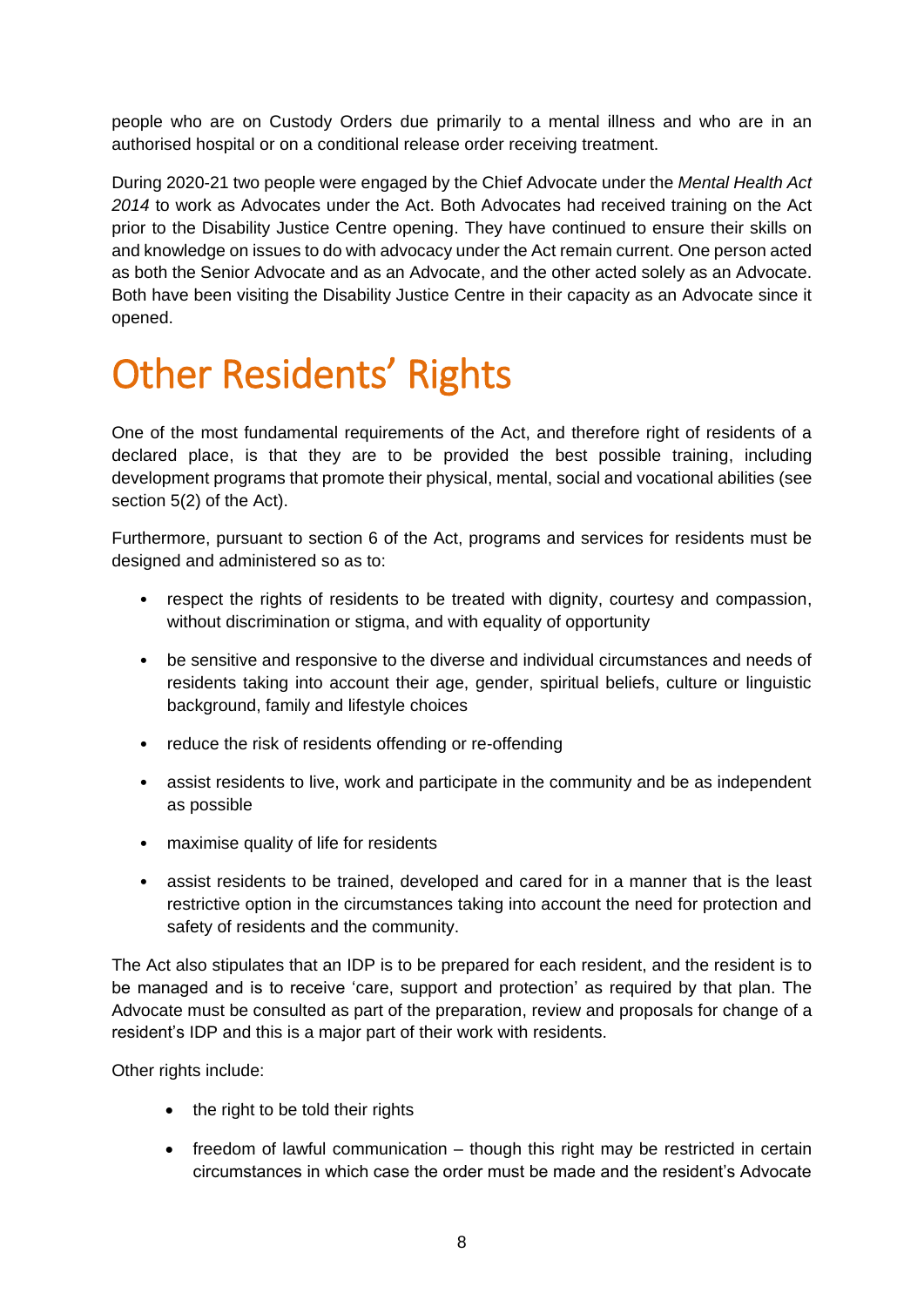people who are on Custody Orders due primarily to a mental illness and who are in an authorised hospital or on a conditional release order receiving treatment.

During 2020-21 two people were engaged by the Chief Advocate under the *Mental Health Act 2014* to work as Advocates under the Act. Both Advocates had received training on the Act prior to the Disability Justice Centre opening. They have continued to ensure their skills on and knowledge on issues to do with advocacy under the Act remain current. One person acted as both the Senior Advocate and as an Advocate, and the other acted solely as an Advocate. Both have been visiting the Disability Justice Centre in their capacity as an Advocate since it opened.

# Other Residents' Rights

One of the most fundamental requirements of the Act, and therefore right of residents of a declared place, is that they are to be provided the best possible training, including development programs that promote their physical, mental, social and vocational abilities (see section 5(2) of the Act).

Furthermore, pursuant to section 6 of the Act, programs and services for residents must be designed and administered so as to:

- respect the rights of residents to be treated with dignity, courtesy and compassion, without discrimination or stigma, and with equality of opportunity
- be sensitive and responsive to the diverse and individual circumstances and needs of residents taking into account their age, gender, spiritual beliefs, culture or linguistic background, family and lifestyle choices
- reduce the risk of residents offending or re-offending
- assist residents to live, work and participate in the community and be as independent as possible
- maximise quality of life for residents
- assist residents to be trained, developed and cared for in a manner that is the least restrictive option in the circumstances taking into account the need for protection and safety of residents and the community.

The Act also stipulates that an IDP is to be prepared for each resident, and the resident is to be managed and is to receive 'care, support and protection' as required by that plan. The Advocate must be consulted as part of the preparation, review and proposals for change of a resident's IDP and this is a major part of their work with residents.

Other rights include:

- the right to be told their rights
- freedom of lawful communication – though this right may be restricted in certain circumstances in which case the order must be made and the resident's Advocate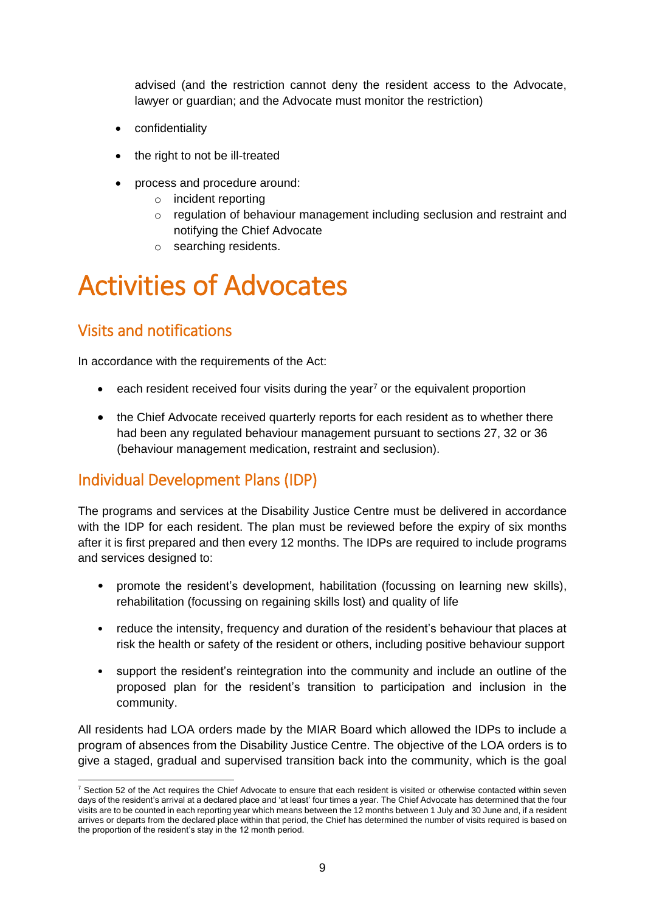advised (and the restriction cannot deny the resident access to the Advocate, lawyer or guardian; and the Advocate must monitor the restriction)

- confidentiality
- the right to not be ill-treated
- process and procedure around:
  - incident reporting
  - regulation of behaviour management including seclusion and restraint and notifying the Chief Advocate
  - searching residents.

# Activities of Advocates

## Visits and notifications

In accordance with the requirements of the Act:

- each resident received four visits during the year[7] or the equivalent proportion
- the Chief Advocate received quarterly reports for each resident as to whether there had been any regulated behaviour management pursuant to sections 27, 32 or 36 (behaviour management medication, restraint and seclusion).

## Individual Development Plans (IDP)

The programs and services at the Disability Justice Centre must be delivered in accordance with the IDP for each resident. The plan must be reviewed before the expiry of six months after it is first prepared and then every 12 months. The IDPs are required to include programs and services designed to:

- promote the resident's development, habilitation (focussing on learning new skills), rehabilitation (focussing on regaining skills lost) and quality of life
- reduce the intensity, frequency and duration of the resident's behaviour that places at risk the health or safety of the resident or others, including positive behaviour support
- support the resident's reintegration into the community and include an outline of the proposed plan for the resident's transition to participation and inclusion in the community.

All residents had LOA orders made by the MIAR Board which allowed the IDPs to include a program of absences from the Disability Justice Centre. The objective of the LOA orders is to give a staged, gradual and supervised transition back into the community, which is the goal

[7] Section 52 of the Act requires the Chief Advocate to ensure that each resident is visited or otherwise contacted within seven days of the resident's arrival at a declared place and 'at least' four times a year. The Chief Advocate has determined that the four visits are to be counted in each reporting year which means between the 12 months between 1 July and 30 June and, if a resident arrives or departs from the declared place within that period, the Chief has determined the number of visits required is based on the proportion of the resident's stay in the 12 month period.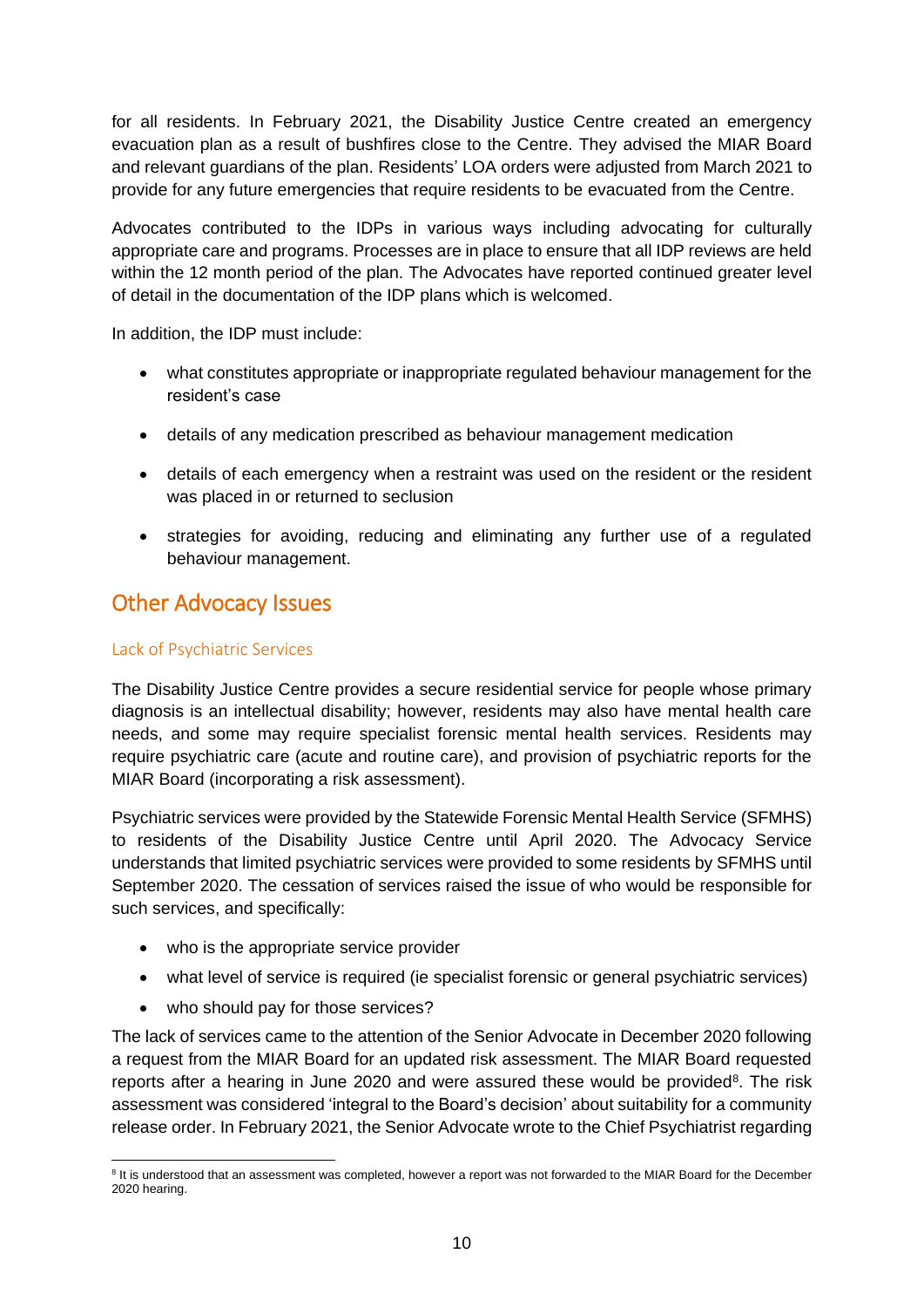for all residents. In February 2021, the Disability Justice Centre created an emergency evacuation plan as a result of bushfires close to the Centre. They advised the MIAR Board and relevant guardians of the plan. Residents' LOA orders were adjusted from March 2021 to provide for any future emergencies that require residents to be evacuated from the Centre.

Advocates contributed to the IDPs in various ways including advocating for culturally appropriate care and programs. Processes are in place to ensure that all IDP reviews are held within the 12 month period of the plan. The Advocates have reported continued greater level of detail in the documentation of the IDP plans which is welcomed.

In addition, the IDP must include:

- what constitutes appropriate or inappropriate regulated behaviour management for the resident's case
- details of any medication prescribed as behaviour management medication
- details of each emergency when a restraint was used on the resident or the resident was placed in or returned to seclusion
- strategies for avoiding, reducing and eliminating any further use of a regulated behaviour management.

## Other Advocacy Issues

### Lack of Psychiatric Services

The Disability Justice Centre provides a secure residential service for people whose primary diagnosis is an intellectual disability; however, residents may also have mental health care needs, and some may require specialist forensic mental health services. Residents may require psychiatric care (acute and routine care), and provision of psychiatric reports for the MIAR Board (incorporating a risk assessment).

Psychiatric services were provided by the Statewide Forensic Mental Health Service (SFMHS) to residents of the Disability Justice Centre until April 2020. The Advocacy Service understands that limited psychiatric services were provided to some residents by SFMHS until September 2020. The cessation of services raised the issue of who would be responsible for such services, and specifically:

- who is the appropriate service provider
- what level of service is required (ie specialist forensic or general psychiatric services)
- who should pay for those services?

The lack of services came to the attention of the Senior Advocate in December 2020 following a request from the MIAR Board for an updated risk assessment. The MIAR Board requested reports after a hearing in June 2020 and were assured these would be provided[8]. The risk assessment was considered 'integral to the Board's decision' about suitability for a community release order. In February 2021, the Senior Advocate wrote to the Chief Psychiatrist regarding

[8] It is understood that an assessment was completed, however a report was not forwarded to the MIAR Board for the December 2020 hearing.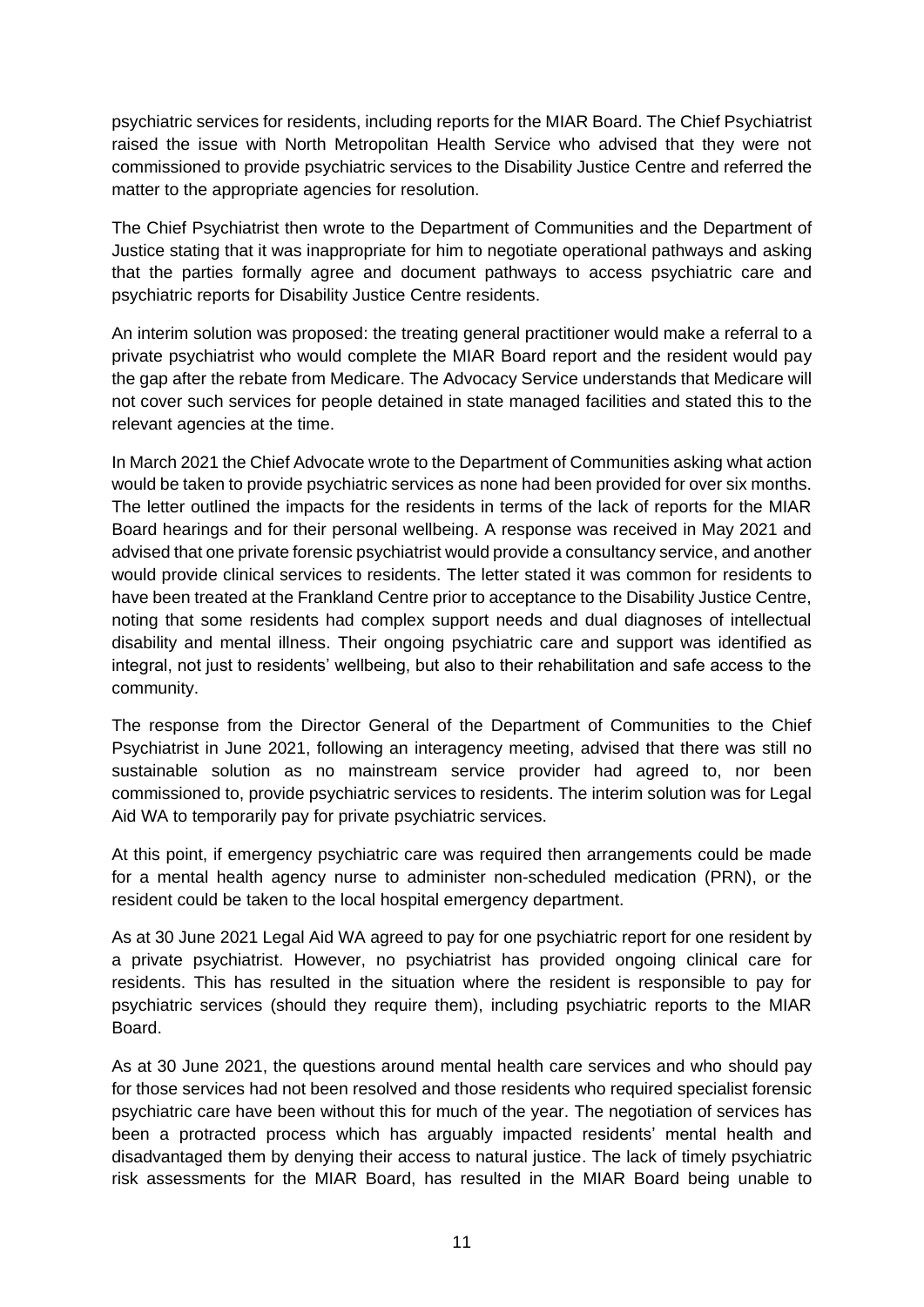psychiatric services for residents, including reports for the MIAR Board. The Chief Psychiatrist raised the issue with North Metropolitan Health Service who advised that they were not commissioned to provide psychiatric services to the Disability Justice Centre and referred the matter to the appropriate agencies for resolution.

The Chief Psychiatrist then wrote to the Department of Communities and the Department of Justice stating that it was inappropriate for him to negotiate operational pathways and asking that the parties formally agree and document pathways to access psychiatric care and psychiatric reports for Disability Justice Centre residents.

An interim solution was proposed: the treating general practitioner would make a referral to a private psychiatrist who would complete the MIAR Board report and the resident would pay the gap after the rebate from Medicare. The Advocacy Service understands that Medicare will not cover such services for people detained in state managed facilities and stated this to the relevant agencies at the time.

In March 2021 the Chief Advocate wrote to the Department of Communities asking what action would be taken to provide psychiatric services as none had been provided for over six months. The letter outlined the impacts for the residents in terms of the lack of reports for the MIAR Board hearings and for their personal wellbeing. A response was received in May 2021 and advised that one private forensic psychiatrist would provide a consultancy service, and another would provide clinical services to residents. The letter stated it was common for residents to have been treated at the Frankland Centre prior to acceptance to the Disability Justice Centre, noting that some residents had complex support needs and dual diagnoses of intellectual disability and mental illness. Their ongoing psychiatric care and support was identified as integral, not just to residents' wellbeing, but also to their rehabilitation and safe access to the community.

The response from the Director General of the Department of Communities to the Chief Psychiatrist in June 2021, following an interagency meeting, advised that there was still no sustainable solution as no mainstream service provider had agreed to, nor been commissioned to, provide psychiatric services to residents. The interim solution was for Legal Aid WA to temporarily pay for private psychiatric services.

At this point, if emergency psychiatric care was required then arrangements could be made for a mental health agency nurse to administer non-scheduled medication (PRN), or the resident could be taken to the local hospital emergency department.

As at 30 June 2021 Legal Aid WA agreed to pay for one psychiatric report for one resident by a private psychiatrist. However, no psychiatrist has provided ongoing clinical care for residents. This has resulted in the situation where the resident is responsible to pay for psychiatric services (should they require them), including psychiatric reports to the MIAR Board.

As at 30 June 2021, the questions around mental health care services and who should pay for those services had not been resolved and those residents who required specialist forensic psychiatric care have been without this for much of the year. The negotiation of services has been a protracted process which has arguably impacted residents' mental health and disadvantaged them by denying their access to natural justice. The lack of timely psychiatric risk assessments for the MIAR Board, has resulted in the MIAR Board being unable to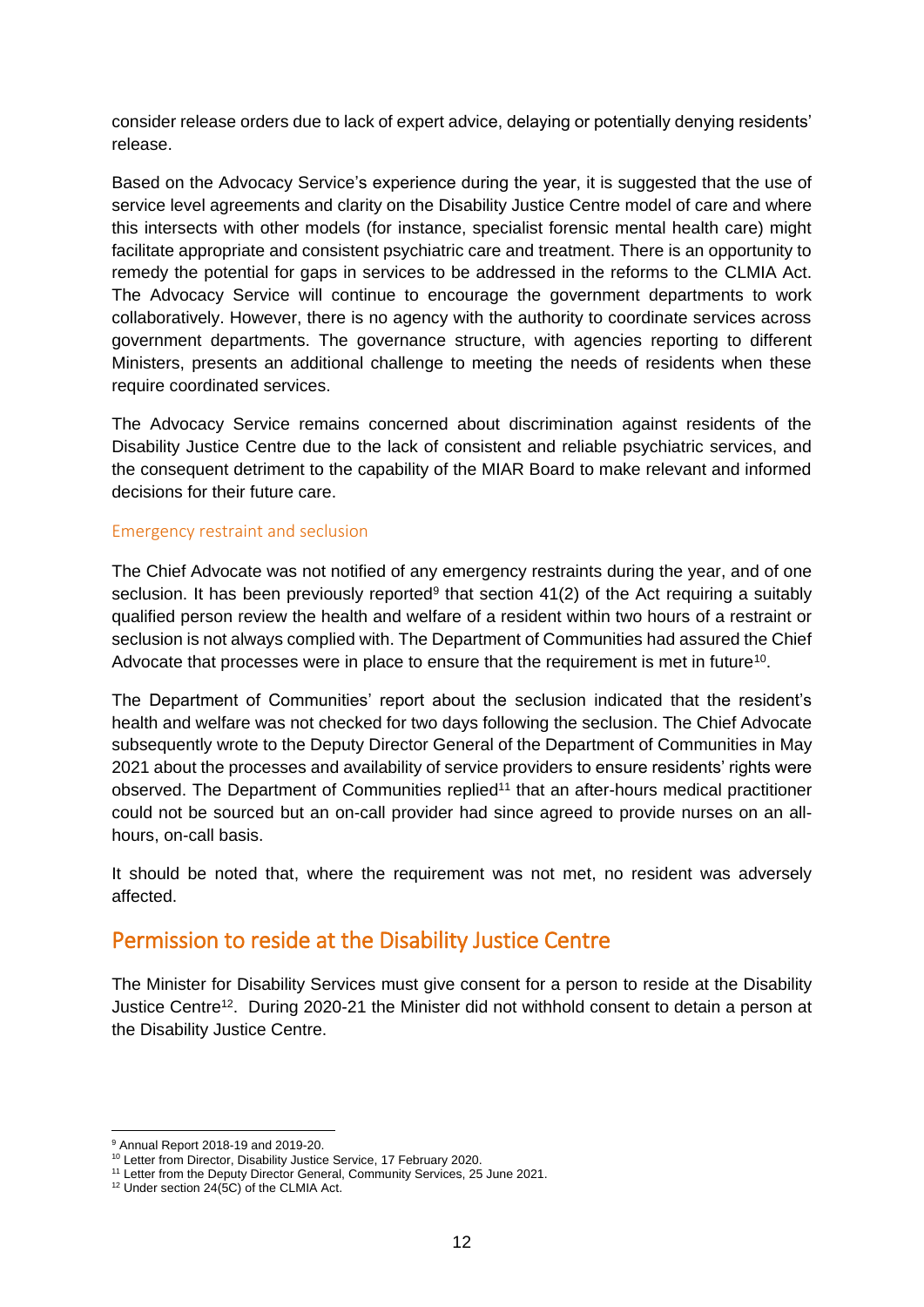consider release orders due to lack of expert advice, delaying or potentially denying residents' release.

Based on the Advocacy Service's experience during the year, it is suggested that the use of service level agreements and clarity on the Disability Justice Centre model of care and where this intersects with other models (for instance, specialist forensic mental health care) might facilitate appropriate and consistent psychiatric care and treatment. There is an opportunity to remedy the potential for gaps in services to be addressed in the reforms to the CLMIA Act. The Advocacy Service will continue to encourage the government departments to work collaboratively. However, there is no agency with the authority to coordinate services across government departments. The governance structure, with agencies reporting to different Ministers, presents an additional challenge to meeting the needs of residents when these require coordinated services.

The Advocacy Service remains concerned about discrimination against residents of the Disability Justice Centre due to the lack of consistent and reliable psychiatric services, and the consequent detriment to the capability of the MIAR Board to make relevant and informed decisions for their future care.

### Emergency restraint and seclusion

The Chief Advocate was not notified of any emergency restraints during the year, and of one seclusion. It has been previously reported[9] that section 41(2) of the Act requiring a suitably qualified person review the health and welfare of a resident within two hours of a restraint or seclusion is not always complied with. The Department of Communities had assured the Chief Advocate that processes were in place to ensure that the requirement is met in future[10].

The Department of Communities' report about the seclusion indicated that the resident's health and welfare was not checked for two days following the seclusion. The Chief Advocate subsequently wrote to the Deputy Director General of the Department of Communities in May 2021 about the processes and availability of service providers to ensure residents' rights were observed. The Department of Communities replied[11] that an after-hours medical practitioner could not be sourced but an on-call provider had since agreed to provide nurses on an all-hours, on-call basis.

It should be noted that, where the requirement was not met, no resident was adversely affected.

## Permission to reside at the Disability Justice Centre

The Minister for Disability Services must give consent for a person to reside at the Disability Justice Centre[12]. During 2020-21 the Minister did not withhold consent to detain a person at the Disability Justice Centre.

---

[9] Annual Report 2018-19 and 2019-20.

[10] Letter from Director, Disability Justice Service, 17 February 2020.

[11] Letter from the Deputy Director General, Community Services, 25 June 2021.

[12] Under section 24(5C) of the CLMIA Act.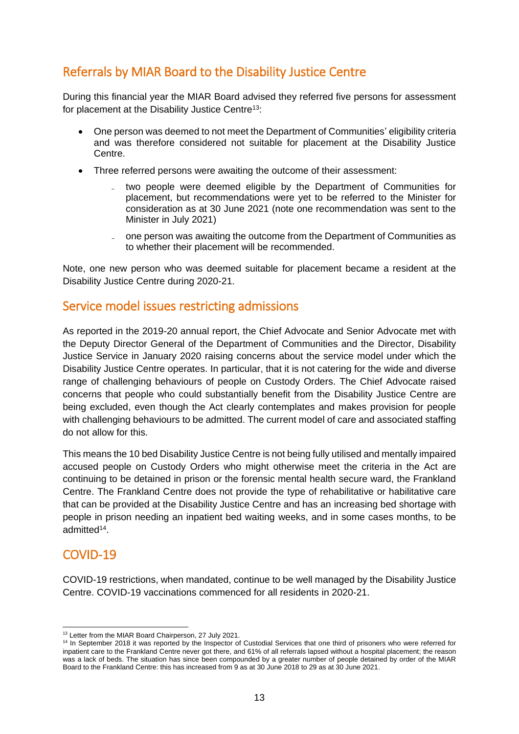## Referrals by MIAR Board to the Disability Justice Centre

During this financial year the MIAR Board advised they referred five persons for assessment for placement at the Disability Justice Centre[13]:

- One person was deemed to not meet the Department of Communities' eligibility criteria and was therefore considered not suitable for placement at the Disability Justice Centre.
- Three referred persons were awaiting the outcome of their assessment:
  - two people were deemed eligible by the Department of Communities for placement, but recommendations were yet to be referred to the Minister for consideration as at 30 June 2021 (note one recommendation was sent to the Minister in July 2021)
  - one person was awaiting the outcome from the Department of Communities as to whether their placement will be recommended.

Note, one new person who was deemed suitable for placement became a resident at the Disability Justice Centre during 2020-21.

## Service model issues restricting admissions

As reported in the 2019-20 annual report, the Chief Advocate and Senior Advocate met with the Deputy Director General of the Department of Communities and the Director, Disability Justice Service in January 2020 raising concerns about the service model under which the Disability Justice Centre operates. In particular, that it is not catering for the wide and diverse range of challenging behaviours of people on Custody Orders. The Chief Advocate raised concerns that people who could substantially benefit from the Disability Justice Centre are being excluded, even though the Act clearly contemplates and makes provision for people with challenging behaviours to be admitted. The current model of care and associated staffing do not allow for this.

This means the 10 bed Disability Justice Centre is not being fully utilised and mentally impaired accused people on Custody Orders who might otherwise meet the criteria in the Act are continuing to be detained in prison or the forensic mental health secure ward, the Frankland Centre. The Frankland Centre does not provide the type of rehabilitative or habilitative care that can be provided at the Disability Justice Centre and has an increasing bed shortage with people in prison needing an inpatient bed waiting weeks, and in some cases months, to be admitted[14].

## COVID-19

COVID-19 restrictions, when mandated, continue to be well managed by the Disability Justice Centre. COVID-19 vaccinations commenced for all residents in 2020-21.

---

[13] Letter from the MIAR Board Chairperson, 27 July 2021.

[14] In September 2018 it was reported by the Inspector of Custodial Services that one third of prisoners who were referred for inpatient care to the Frankland Centre never got there, and 61% of all referrals lapsed without a hospital placement; the reason was a lack of beds. The situation has since been compounded by a greater number of people detained by order of the MIAR Board to the Frankland Centre: this has increased from 9 as at 30 June 2018 to 29 as at 30 June 2021.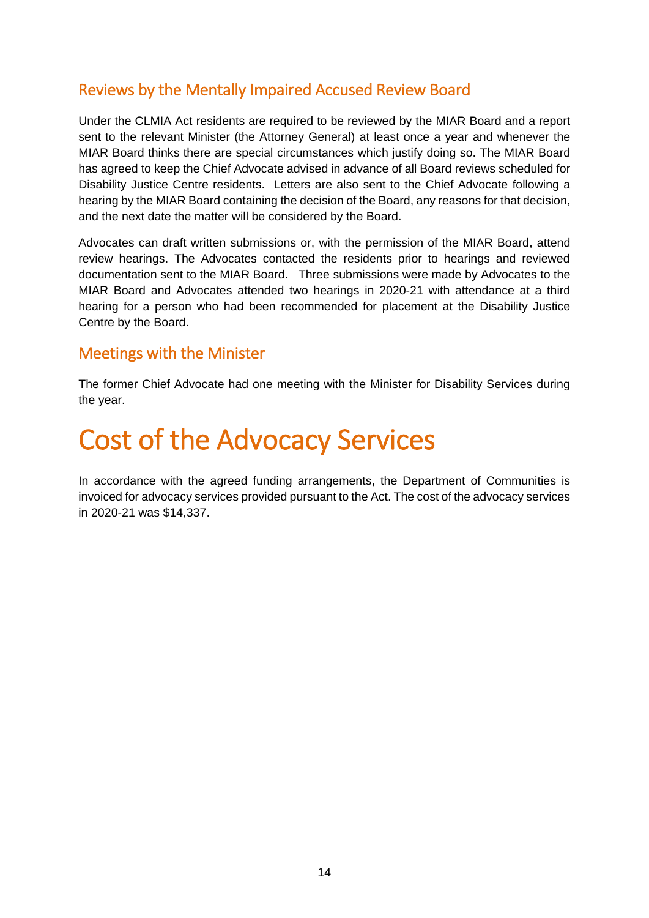## Reviews by the Mentally Impaired Accused Review Board

Under the CLMIA Act residents are required to be reviewed by the MIAR Board and a report sent to the relevant Minister (the Attorney General) at least once a year and whenever the MIAR Board thinks there are special circumstances which justify doing so. The MIAR Board has agreed to keep the Chief Advocate advised in advance of all Board reviews scheduled for Disability Justice Centre residents. Letters are also sent to the Chief Advocate following a hearing by the MIAR Board containing the decision of the Board, any reasons for that decision, and the next date the matter will be considered by the Board.

Advocates can draft written submissions or, with the permission of the MIAR Board, attend review hearings. The Advocates contacted the residents prior to hearings and reviewed documentation sent to the MIAR Board. Three submissions were made by Advocates to the MIAR Board and Advocates attended two hearings in 2020-21 with attendance at a third hearing for a person who had been recommended for placement at the Disability Justice Centre by the Board.

## Meetings with the Minister

The former Chief Advocate had one meeting with the Minister for Disability Services during the year.

# Cost of the Advocacy Services

In accordance with the agreed funding arrangements, the Department of Communities is invoiced for advocacy services provided pursuant to the Act. The cost of the advocacy services in 2020-21 was $14,337.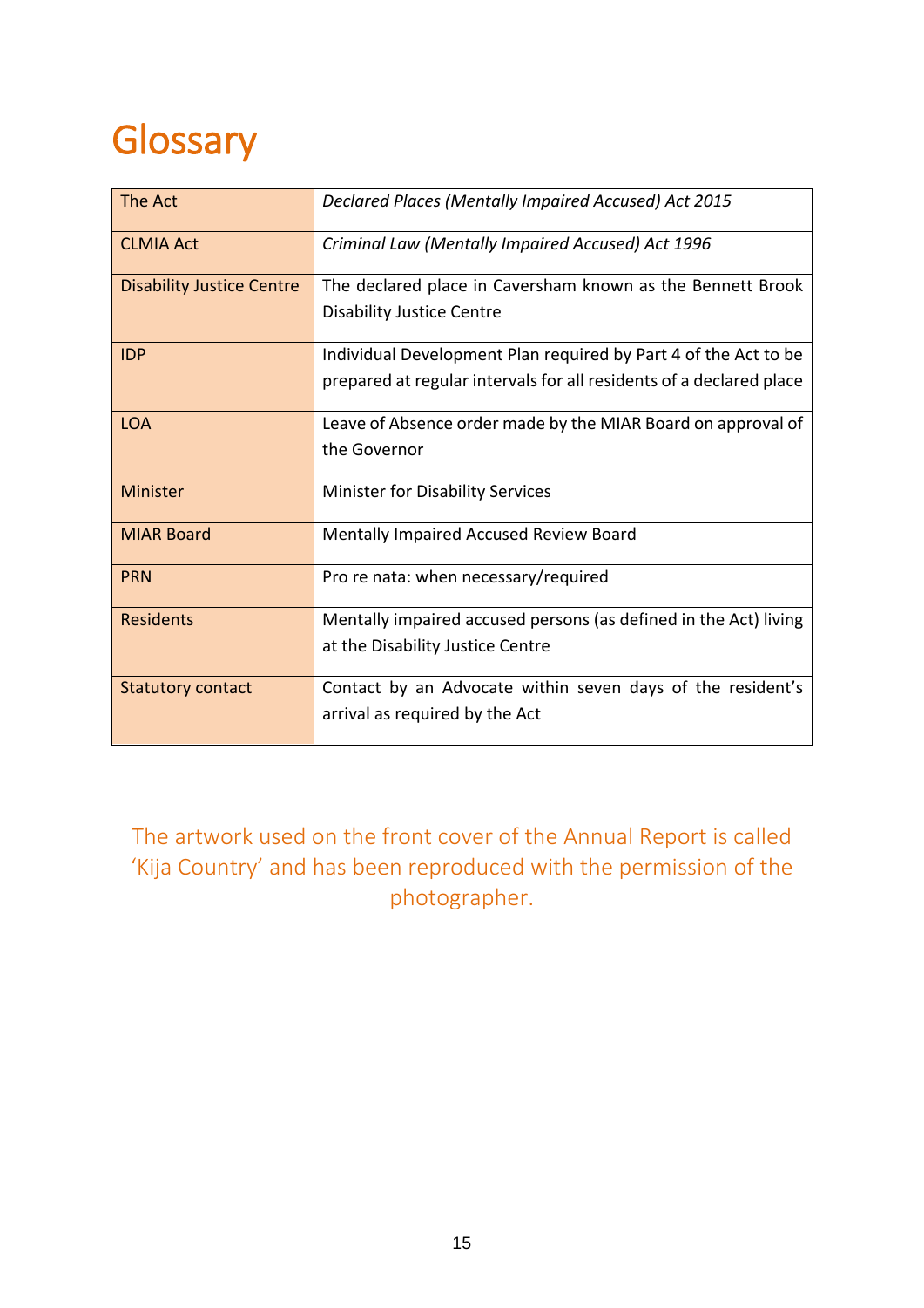# Glossary

| | |
|---|---|
| The Act | *Declared Places (Mentally Impaired Accused) Act 2015* |
| CLMIA Act | *Criminal Law (Mentally Impaired Accused) Act 1996* |
| Disability Justice Centre | The declared place in Caversham known as the Bennett Brook Disability Justice Centre |
| IDP | Individual Development Plan required by Part 4 of the Act to be prepared at regular intervals for all residents of a declared place |
| LOA | Leave of Absence order made by the MIAR Board on approval of the Governor |
| Minister | Minister for Disability Services |
| MIAR Board | Mentally Impaired Accused Review Board |
| PRN | Pro re nata: when necessary/required |
| Residents | Mentally impaired accused persons (as defined in the Act) living at the Disability Justice Centre |
| Statutory contact | Contact by an Advocate within seven days of the resident's arrival as required by the Act |

The artwork used on the front cover of the Annual Report is called 'Kija Country' and has been reproduced with the permission of the photographer.